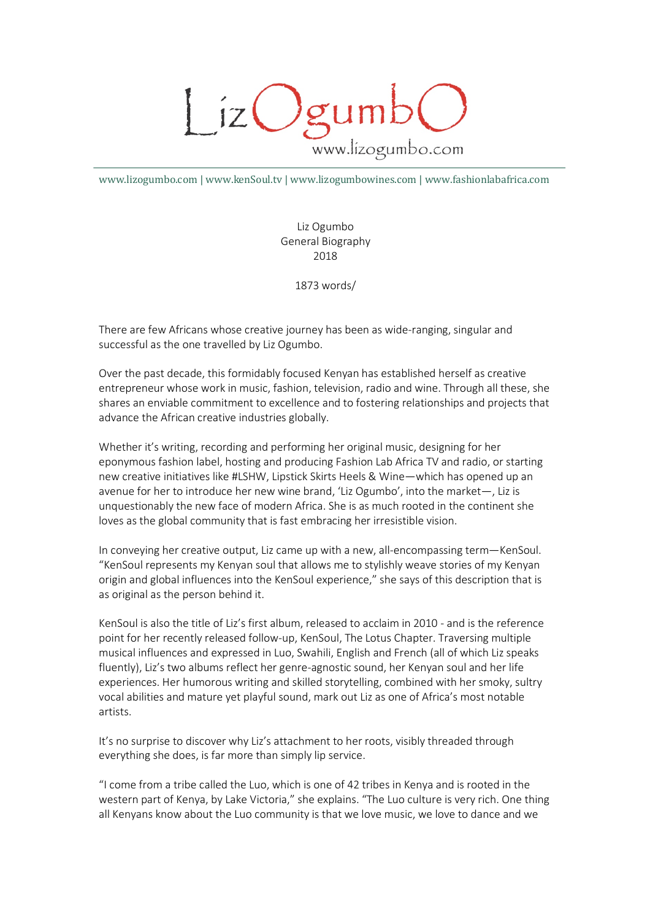# LizOgumbO

www.lizogumbo.com

www.lizogumbo.com | www.kenSoul.tv | www.lizogumbowines.com | www.fashionlabafrica.com

Liz Ogumbo
General Biography
2018

1873 words/

There are few Africans whose creative journey has been as wide-ranging, singular and successful as the one travelled by Liz Ogumbo.

Over the past decade, this formidably focused Kenyan has established herself as creative entrepreneur whose work in music, fashion, television, radio and wine. Through all these, she shares an enviable commitment to excellence and to fostering relationships and projects that advance the African creative industries globally.

Whether it's writing, recording and performing her original music, designing for her eponymous fashion label, hosting and producing Fashion Lab Africa TV and radio, or starting new creative initiatives like #LSHW, Lipstick Skirts Heels & Wine—which has opened up an avenue for her to introduce her new wine brand, 'Liz Ogumbo', into the market—, Liz is unquestionably the new face of modern Africa. She is as much rooted in the continent she loves as the global community that is fast embracing her irresistible vision.

In conveying her creative output, Liz came up with a new, all-encompassing term—KenSoul. "KenSoul represents my Kenyan soul that allows me to stylishly weave stories of my Kenyan origin and global influences into the KenSoul experience," she says of this description that is as original as the person behind it.

KenSoul is also the title of Liz's first album, released to acclaim in 2010 - and is the reference point for her recently released follow-up, KenSoul, The Lotus Chapter. Traversing multiple musical influences and expressed in Luo, Swahili, English and French (all of which Liz speaks fluently), Liz's two albums reflect her genre-agnostic sound, her Kenyan soul and her life experiences. Her humorous writing and skilled storytelling, combined with her smoky, sultry vocal abilities and mature yet playful sound, mark out Liz as one of Africa's most notable artists.

It's no surprise to discover why Liz's attachment to her roots, visibly threaded through everything she does, is far more than simply lip service.

"I come from a tribe called the Luo, which is one of 42 tribes in Kenya and is rooted in the western part of Kenya, by Lake Victoria," she explains. "The Luo culture is very rich. One thing all Kenyans know about the Luo community is that we love music, we love to dance and we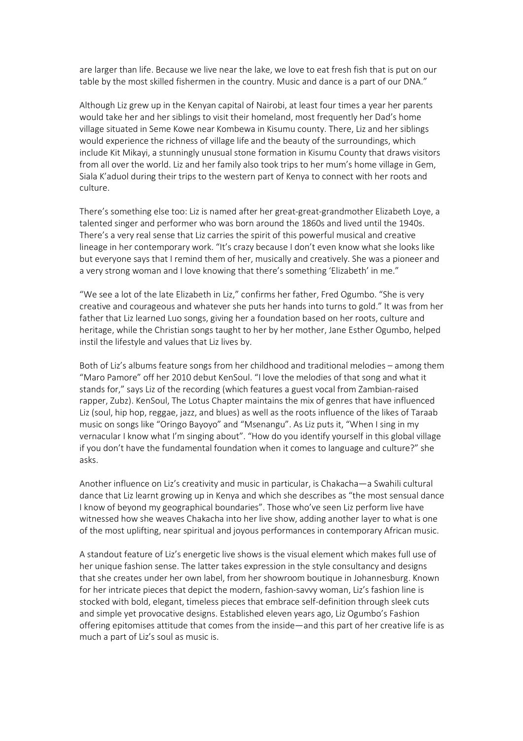are larger than life. Because we live near the lake, we love to eat fresh fish that is put on our table by the most skilled fishermen in the country. Music and dance is a part of our DNA."

Although Liz grew up in the Kenyan capital of Nairobi, at least four times a year her parents would take her and her siblings to visit their homeland, most frequently her Dad's home village situated in Seme Kowe near Kombewa in Kisumu county. There, Liz and her siblings would experience the richness of village life and the beauty of the surroundings, which include Kit Mikayi, a stunningly unusual stone formation in Kisumu County that draws visitors from all over the world. Liz and her family also took trips to her mum's home village in Gem, Siala K'aduol during their trips to the western part of Kenya to connect with her roots and culture.

There's something else too: Liz is named after her great-great-grandmother Elizabeth Loye, a talented singer and performer who was born around the 1860s and lived until the 1940s. There's a very real sense that Liz carries the spirit of this powerful musical and creative lineage in her contemporary work. "It's crazy because I don't even know what she looks like but everyone says that I remind them of her, musically and creatively. She was a pioneer and a very strong woman and I love knowing that there's something 'Elizabeth' in me."

"We see a lot of the late Elizabeth in Liz," confirms her father, Fred Ogumbo. "She is very creative and courageous and whatever she puts her hands into turns to gold." It was from her father that Liz learned Luo songs, giving her a foundation based on her roots, culture and heritage, while the Christian songs taught to her by her mother, Jane Esther Ogumbo, helped instil the lifestyle and values that Liz lives by.

Both of Liz's albums feature songs from her childhood and traditional melodies – among them "Maro Pamore" off her 2010 debut KenSoul. "I love the melodies of that song and what it stands for," says Liz of the recording (which features a guest vocal from Zambian-raised rapper, Zubz). KenSoul, The Lotus Chapter maintains the mix of genres that have influenced Liz (soul, hip hop, reggae, jazz, and blues) as well as the roots influence of the likes of Taraab music on songs like "Oringo Bayoyo" and "Msenangu". As Liz puts it, "When I sing in my vernacular I know what I'm singing about". "How do you identify yourself in this global village if you don't have the fundamental foundation when it comes to language and culture?" she asks.

Another influence on Liz's creativity and music in particular, is Chakacha—a Swahili cultural dance that Liz learnt growing up in Kenya and which she describes as "the most sensual dance I know of beyond my geographical boundaries". Those who've seen Liz perform live have witnessed how she weaves Chakacha into her live show, adding another layer to what is one of the most uplifting, near spiritual and joyous performances in contemporary African music.

A standout feature of Liz's energetic live shows is the visual element which makes full use of her unique fashion sense. The latter takes expression in the style consultancy and designs that she creates under her own label, from her showroom boutique in Johannesburg. Known for her intricate pieces that depict the modern, fashion-savvy woman, Liz's fashion line is stocked with bold, elegant, timeless pieces that embrace self-definition through sleek cuts and simple yet provocative designs. Established eleven years ago, Liz Ogumbo's Fashion offering epitomises attitude that comes from the inside—and this part of her creative life is as much a part of Liz's soul as music is.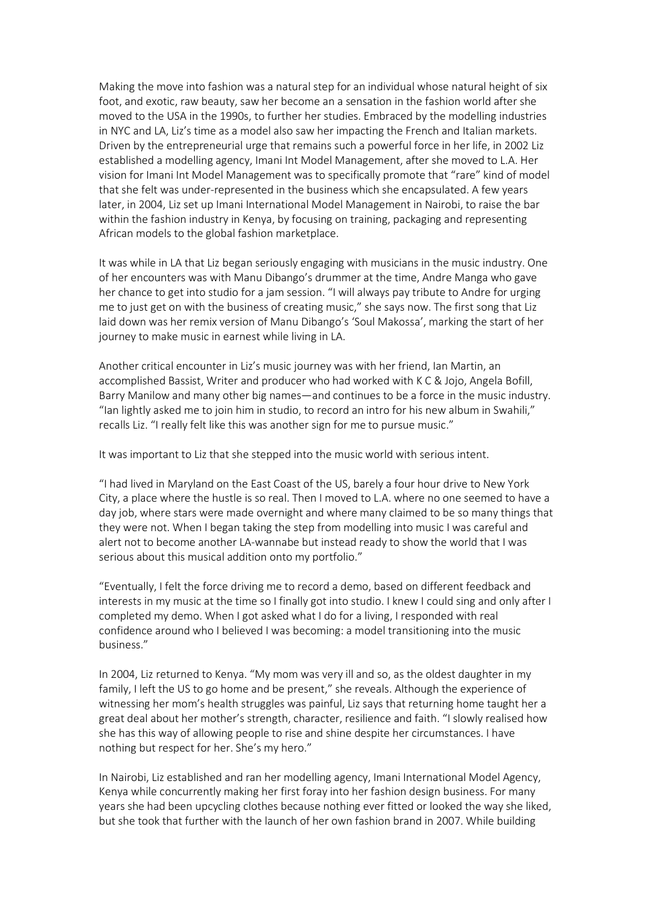Making the move into fashion was a natural step for an individual whose natural height of six foot, and exotic, raw beauty, saw her become an sensation in the fashion world after she moved to the USA in the 1990s, to further her studies. Embraced by the modelling industries in NYC and LA, Liz's time as a model also saw her impacting the French and Italian markets. Driven by the entrepreneurial urge that remains such a powerful force in her life, in 2002 Liz established a modelling agency, Imani Int Model Management, after she moved to L.A. Her vision for Imani Int Model Management was to specifically promote that "rare" kind of model that she felt was under-represented in the business which she encapsulated. A few years later, in 2004, Liz set up Imani International Model Management in Nairobi, to raise the bar within the fashion industry in Kenya, by focusing on training, packaging and representing African models to the global fashion marketplace.

It was while in LA that Liz began seriously engaging with musicians in the music industry. One of her encounters was with Manu Dibango's drummer at the time, Andre Manga who gave her chance to get into studio for a jam session. "I will always pay tribute to Andre for urging me to just get on with the business of creating music," she says now. The first song that Liz laid down was her remix version of Manu Dibango's 'Soul Makossa', marking the start of her journey to make music in earnest while living in LA.

Another critical encounter in Liz's music journey was with her friend, Ian Martin, an accomplished Bassist, Writer and producer who had worked with K C & Jojo, Angela Bofill, Barry Manilow and many other big names—and continues to be a force in the music industry. "Ian lightly asked me to join him in studio, to record an intro for his new album in Swahili," recalls Liz. "I really felt like this was another sign for me to pursue music."

It was important to Liz that she stepped into the music world with serious intent.

"I had lived in Maryland on the East Coast of the US, barely a four hour drive to New York City, a place where the hustle is so real. Then I moved to L.A. where no one seemed to have a day job, where stars were made overnight and where many claimed to be so many things that they were not. When I began taking the step from modelling into music I was careful and alert not to become another LA-wannabe but instead ready to show the world that I was serious about this musical addition onto my portfolio."

"Eventually, I felt the force driving me to record a demo, based on different feedback and interests in my music at the time so I finally got into studio. I knew I could sing and only after I completed my demo. When I got asked what I do for a living, I responded with real confidence around who I believed I was becoming: a model transitioning into the music business."

In 2004, Liz returned to Kenya. "My mom was very ill and so, as the oldest daughter in my family, I left the US to go home and be present," she reveals. Although the experience of witnessing her mom's health struggles was painful, Liz says that returning home taught her a great deal about her mother's strength, character, resilience and faith. "I slowly realised how she has this way of allowing people to rise and shine despite her circumstances. I have nothing but respect for her. She's my hero."

In Nairobi, Liz established and ran her modelling agency, Imani International Model Agency, Kenya while concurrently making her first foray into her fashion design business. For many years she had been upcycling clothes because nothing ever fitted or looked the way she liked, but she took that further with the launch of her own fashion brand in 2007. While building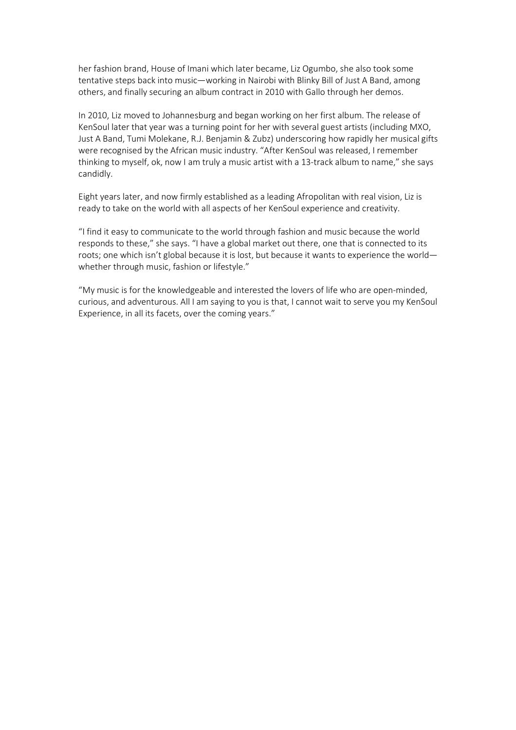her fashion brand, House of Imani which later became, Liz Ogumbo, she also took some tentative steps back into music—working in Nairobi with Blinky Bill of Just A Band, among others, and finally securing an album contract in 2010 with Gallo through her demos.

In 2010, Liz moved to Johannesburg and began working on her first album. The release of KenSoul later that year was a turning point for her with several guest artists (including MXO, Just A Band, Tumi Molekane, R.J. Benjamin & Zubz) underscoring how rapidly her musical gifts were recognised by the African music industry. "After KenSoul was released, I remember thinking to myself, ok, now I am truly a music artist with a 13-track album to name," she says candidly.

Eight years later, and now firmly established as a leading Afropolitan with real vision, Liz is ready to take on the world with all aspects of her KenSoul experience and creativity.

"I find it easy to communicate to the world through fashion and music because the world responds to these," she says. "I have a global market out there, one that is connected to its roots; one which isn't global because it is lost, but because it wants to experience the world—whether through music, fashion or lifestyle."

"My music is for the knowledgeable and interested the lovers of life who are open-minded, curious, and adventurous. All I am saying to you is that, I cannot wait to serve you my KenSoul Experience, in all its facets, over the coming years."